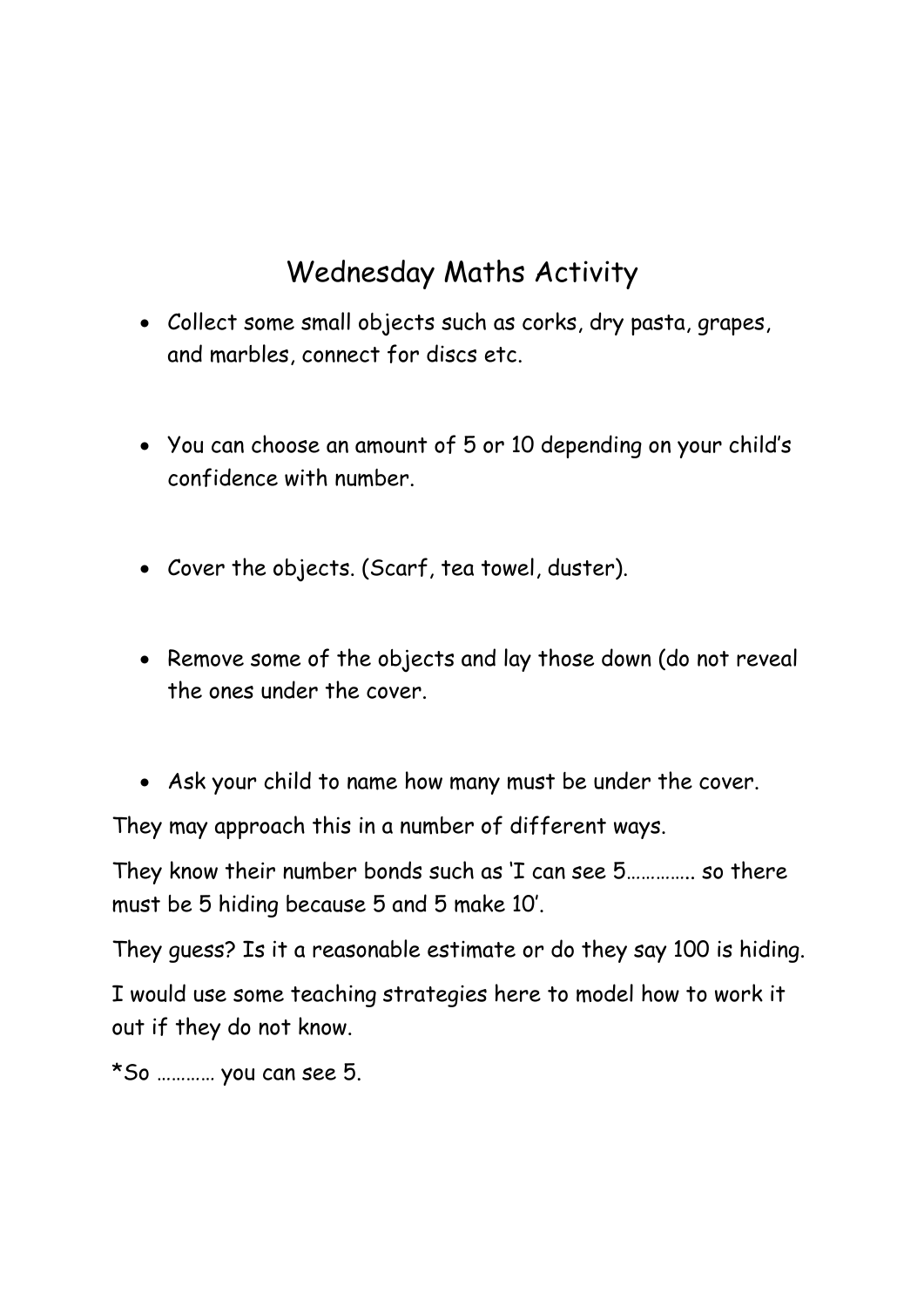# Wednesday Maths Activity

- Collect some small objects such as corks, dry pasta, grapes, and marbles, connect for discs etc.
- You can choose an amount of 5 or 10 depending on your child's confidence with number.
- Cover the objects. (Scarf, tea towel, duster).
- Remove some of the objects and lay those down (do not reveal the ones under the cover.
- Ask your child to name how many must be under the cover.

They may approach this in a number of different ways.

They know their number bonds such as 'I can see 5………….. so there must be 5 hiding because 5 and 5 make 10'.

They guess? Is it a reasonable estimate or do they say 100 is hiding.

I would use some teaching strategies here to model how to work it out if they do not know.

*So ………… you can see 5.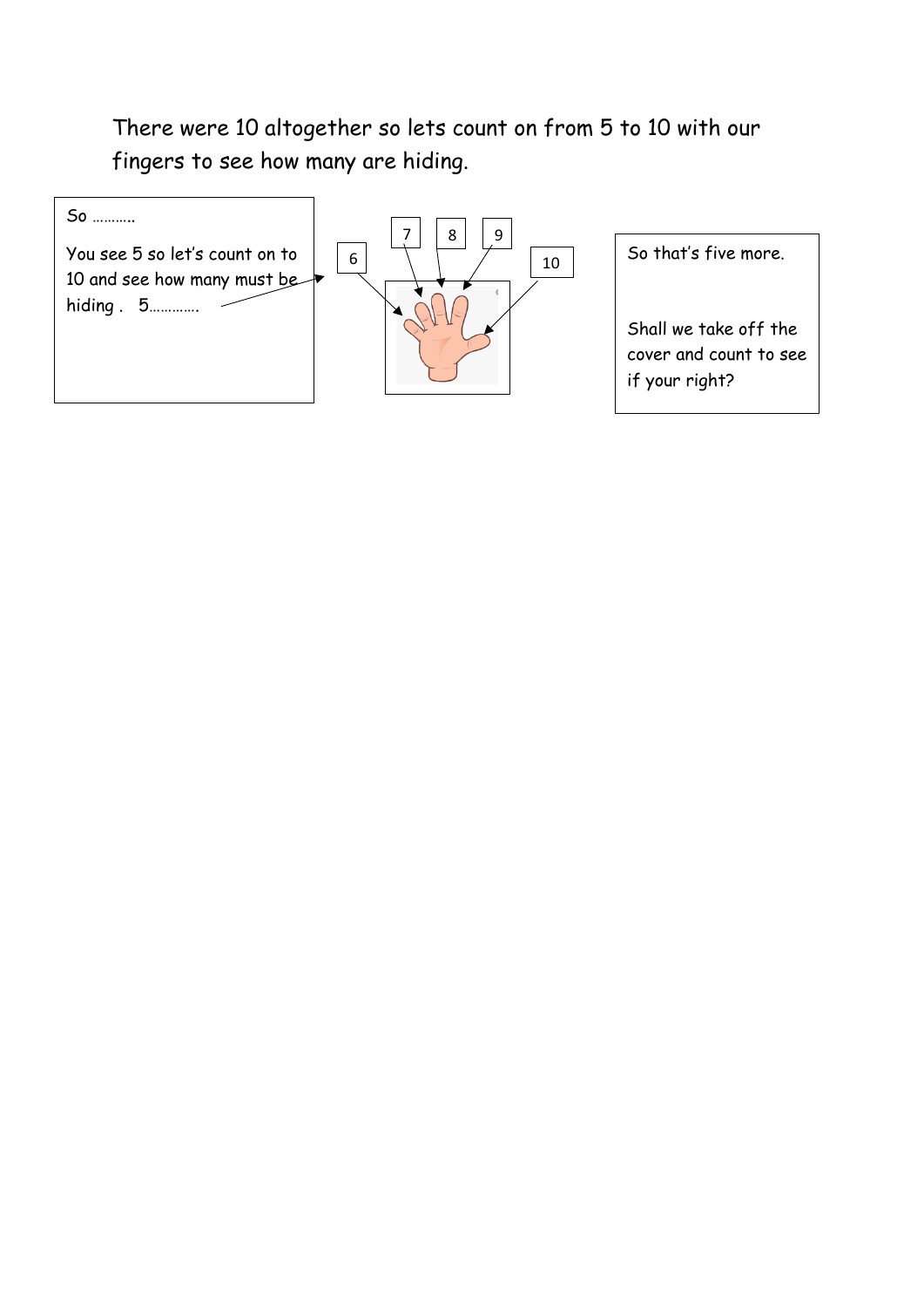There were 10 altogether so lets count on from 5 to 10 with our fingers to see how many are hiding.

So ………..

You see 5 so let's count on to 10 and see how many must be hiding . 5………….

6

7

8

9

10

So that's five more.

Shall we take off the cover and count to see if your right?